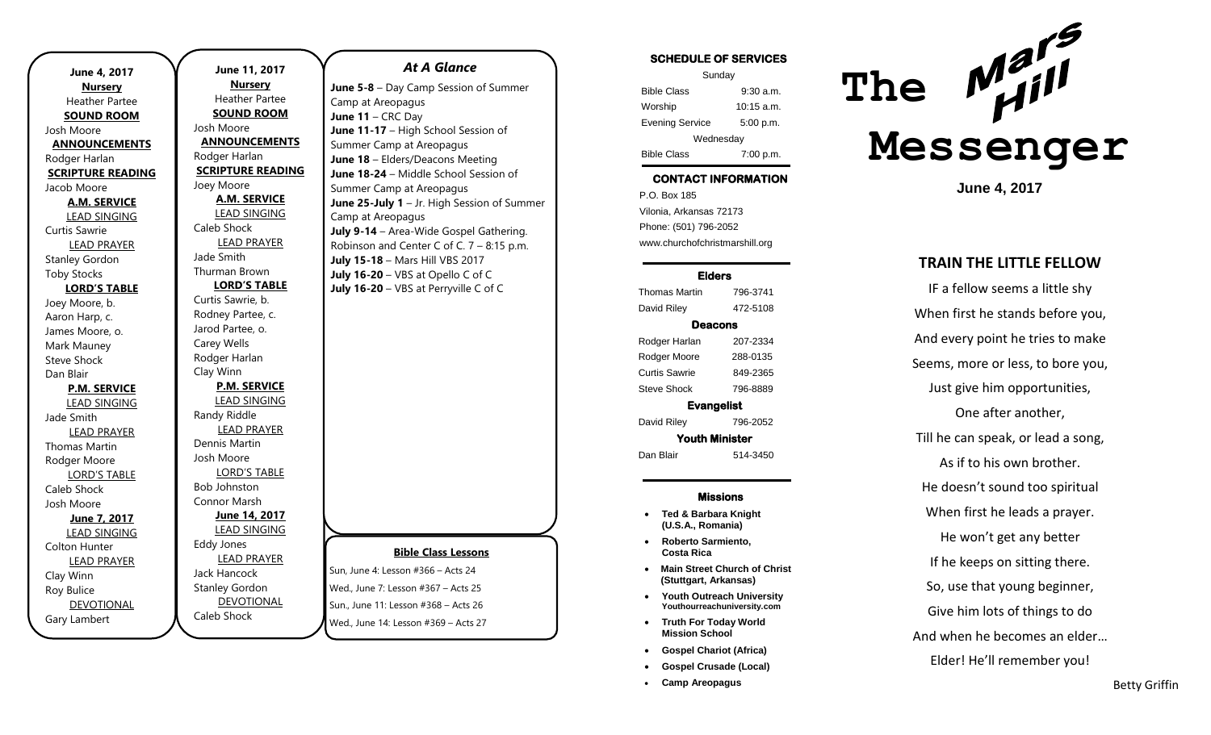**June 4, 2017**

**Nursery**

Heather Partee

**SOUND ROOM**

Josh Moore

**ANNOUNCEMENTS**

Rodger Harlan

**SCRIPTURE READING**

Jacob Moore

**A.M. SERVICE**

LEAD SINGING

Curtis Sawrie

LEAD PRAYER

Stanley Gordon

Toby Stocks

**LORD'S TABLE**

Joey Moore, b.

Aaron Harp, c.

James Moore, o.

Mark Mauney

Steve Shock

Dan Blair

**P.M. SERVICE**

LEAD SINGING

Jade Smith

LEAD PRAYER

Thomas Martin

Rodger Moore

LORD'S TABLE

Caleb Shock

Josh Moore

**June 7, 2017**

LEAD SINGING

Colton Hunter

LEAD PRAYER

Clay Winn

Roy Bulice

DEVOTIONAL

Gary Lambert

**June 11, 2017**

**Nursery**

Heather Partee

**SOUND ROOM**

Josh Moore

**ANNOUNCEMENTS**

Rodger Harlan

**SCRIPTURE READING**

Joey Moore

**A.M. SERVICE**

LEAD SINGING

Caleb Shock

LEAD PRAYER

Jade Smith

Thurman Brown

**LORD'S TABLE**

Curtis Sawrie, b.

Rodney Partee, c.

Jarod Partee, o.

Carey Wells

Rodger Harlan

Clay Winn

**P.M. SERVICE**

LEAD SINGING

Randy Riddle

LEAD PRAYER

Dennis Martin

Josh Moore

LORD'S TABLE

Bob Johnston

Connor Marsh

**June 14, 2017**

LEAD SINGING

Eddy Jones

LEAD PRAYER

Jack Hancock

Stanley Gordon

DEVOTIONAL

Caleb Shock

## *At A Glance*

**June 5-8** – Day Camp Session of Summer Camp at Areopagus
**June 11** – CRC Day
**June 11-17** – High School Session of Summer Camp at Areopagus
**June 18** – Elders/Deacons Meeting
**June 18-24** – Middle School Session of Summer Camp at Areopagus
**June 25-July 1** – Jr. High Session of Summer Camp at Areopagus
**July 9-14** – Area-Wide Gospel Gathering. Robinson and Center C of C. 7 – 8:15 p.m.
**July 15-18** – Mars Hill VBS 2017
**July 16-20** – VBS at Opello C of C
**July 16-20** – VBS at Perryville C of C

**Bible Class Lessons**

Sun, June 4: Lesson #366 – Acts 24

Wed., June 7: Lesson #367 – Acts 25

Sun., June 11: Lesson #368 – Acts 26

Wed., June 14: Lesson #369 – Acts 27

**SCHEDULE OF SERVICES**

| Sunday | |
|---|---|
| Bible Class | 9:30 a.m. |
| Worship | 10:15 a.m. |
| Evening Service | 5:00 p.m. |
| Wednesday | |
| Bible Class | 7:00 p.m. |

**CONTACT INFORMATION**

P.O. Box 185
Vilonia, Arkansas 72173
Phone: (501) 796-2052
www.churchofchristmarshill.org

**Elders**

| | |
|---|---|
| Thomas Martin | 796-3741 |
| David Riley | 472-5108 |

**Deacons**

| | |
|---|---|
| Rodger Harlan | 207-2334 |
| Rodger Moore | 288-0135 |
| Curtis Sawrie | 849-2365 |
| Steve Shock | 796-8889 |

**Evangelist**

| | |
|---|---|
| David Riley | 796-2052 |

**Youth Minister**

| | |
|---|---|
| Dan Blair | 514-3450 |

**Missions**

- **Ted & Barbara Knight (U.S.A., Romania)**
- **Roberto Sarmiento, Costa Rica**
- **Main Street Church of Christ (Stuttgart, Arkansas)**
- **Youth Outreach University** Youthourreachuniversity.com
- **Truth For Today World Mission School**
- **Gospel Chariot (Africa)**
- **Gospel Crusade (Local)**
- **Camp Areopagus**

# The Mars Hill Messenger

**June 4, 2017**

## TRAIN THE LITTLE FELLOW

IF a fellow seems a little shy
When first he stands before you,
And every point he tries to make
Seems, more or less, to bore you,
Just give him opportunities,
One after another,
Till he can speak, or lead a song,
As if to his own brother.
He doesn't sound too spiritual
When first he leads a prayer.
He won't get any better
If he keeps on sitting there.
So, use that young beginner,
Give him lots of things to do
And when he becomes an elder…
Elder! He'll remember you!

Betty Griffin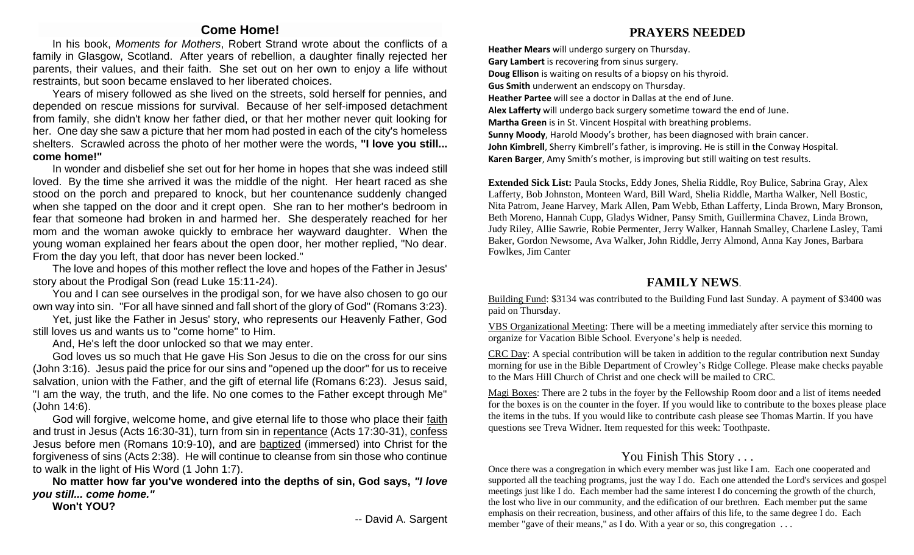## Come Home!

In his book, *Moments for Mothers*, Robert Strand wrote about the conflicts of a family in Glasgow, Scotland. After years of rebellion, a daughter finally rejected her parents, their values, and their faith. She set out on her own to enjoy a life without restraints, but soon became enslaved to her liberated choices.

Years of misery followed as she lived on the streets, sold herself for pennies, and depended on rescue missions for survival. Because of her self-imposed detachment from family, she didn't know her father died, or that her mother never quit looking for her. One day she saw a picture that her mom had posted in each of the city's homeless shelters. Scrawled across the photo of her mother were the words, **"I love you still... come home!"**

In wonder and disbelief she set out for her home in hopes that she was indeed still loved. By the time she arrived it was the middle of the night. Her heart raced as she stood on the porch and prepared to knock, but her countenance suddenly changed when she tapped on the door and it crept open. She ran to her mother's bedroom in fear that someone had broken in and harmed her. She desperately reached for her mom and the woman awoke quickly to embrace her wayward daughter. When the young woman explained her fears about the open door, her mother replied, "No dear. From the day you left, that door has never been locked."

The love and hopes of this mother reflect the love and hopes of the Father in Jesus' story about the Prodigal Son (read Luke 15:11-24).

You and I can see ourselves in the prodigal son, for we have also chosen to go our own way into sin. "For all have sinned and fall short of the glory of God" (Romans 3:23).

Yet, just like the Father in Jesus' story, who represents our Heavenly Father, God still loves us and wants us to "come home" to Him.

And, He's left the door unlocked so that we may enter.

God loves us so much that He gave His Son Jesus to die on the cross for our sins (John 3:16). Jesus paid the price for our sins and "opened up the door" for us to receive salvation, union with the Father, and the gift of eternal life (Romans 6:23). Jesus said, "I am the way, the truth, and the life. No one comes to the Father except through Me" (John 14:6).

God will forgive, welcome home, and give eternal life to those who place their faith and trust in Jesus (Acts 16:30-31), turn from sin in repentance (Acts 17:30-31), confess Jesus before men (Romans 10:9-10), and are baptized (immersed) into Christ for the forgiveness of sins (Acts 2:38). He will continue to cleanse from sin those who continue to walk in the light of His Word (1 John 1:7).

**No matter how far you've wondered into the depths of sin, God says, *"I love you still... come home."***

**Won't YOU?**

-- David A. Sargent

## PRAYERS NEEDED

**Heather Mears** will undergo surgery on Thursday.
**Gary Lambert** is recovering from sinus surgery.
**Doug Ellison** is waiting on results of a biopsy on his thyroid.
**Gus Smith** underwent an endscopy on Thursday.
**Heather Partee** will see a doctor in Dallas at the end of June.
**Alex Lafferty** will undergo back surgery sometime toward the end of June.
**Martha Green** is in St. Vincent Hospital with breathing problems.
**Sunny Moody**, Harold Moody's brother, has been diagnosed with brain cancer.
**John Kimbrell**, Sherry Kimbrell's father, is improving. He is still in the Conway Hospital.
**Karen Barger**, Amy Smith's mother, is improving but still waiting on test results.

**Extended Sick List:** Paula Stocks, Eddy Jones, Shelia Riddle, Roy Bulice, Sabrina Gray, Alex Lafferty, Bob Johnston, Monteen Ward, Bill Ward, Shelia Riddle, Martha Walker, Nell Bostic, Nita Patrom, Jeane Harvey, Mark Allen, Pam Webb, Ethan Lafferty, Linda Brown, Mary Bronson, Beth Moreno, Hannah Cupp, Gladys Widner, Pansy Smith, Guillermina Chavez, Linda Brown, Judy Riley, Allie Sawrie, Robie Permenter, Jerry Walker, Hannah Smalley, Charlene Lasley, Tami Baker, Gordon Newsome, Ava Walker, John Riddle, Jerry Almond, Anna Kay Jones, Barbara Fowlkes, Jim Canter

## FAMILY NEWS.

Building Fund: $3134 was contributed to the Building Fund last Sunday. A payment of $3400 was paid on Thursday.

VBS Organizational Meeting: There will be a meeting immediately after service this morning to organize for Vacation Bible School. Everyone's help is needed.

CRC Day: A special contribution will be taken in addition to the regular contribution next Sunday morning for use in the Bible Department of Crowley's Ridge College. Please make checks payable to the Mars Hill Church of Christ and one check will be mailed to CRC.

Magi Boxes: There are 2 tubs in the foyer by the Fellowship Room door and a list of items needed for the boxes is on the counter in the foyer. If you would like to contribute to the boxes please place the items in the tubs. If you would like to contribute cash please see Thomas Martin. If you have questions see Treva Widner. Item requested for this week: Toothpaste.

## You Finish This Story . . .

Once there was a congregation in which every member was just like I am. Each one cooperated and supported all the teaching programs, just the way I do. Each one attended the Lord's services and gospel meetings just like I do. Each member had the same interest I do concerning the growth of the church, the lost who live in our community, and the edification of our brethren. Each member put the same emphasis on their recreation, business, and other affairs of this life, to the same degree I do. Each member "gave of their means," as I do. With a year or so, this congregation . . .